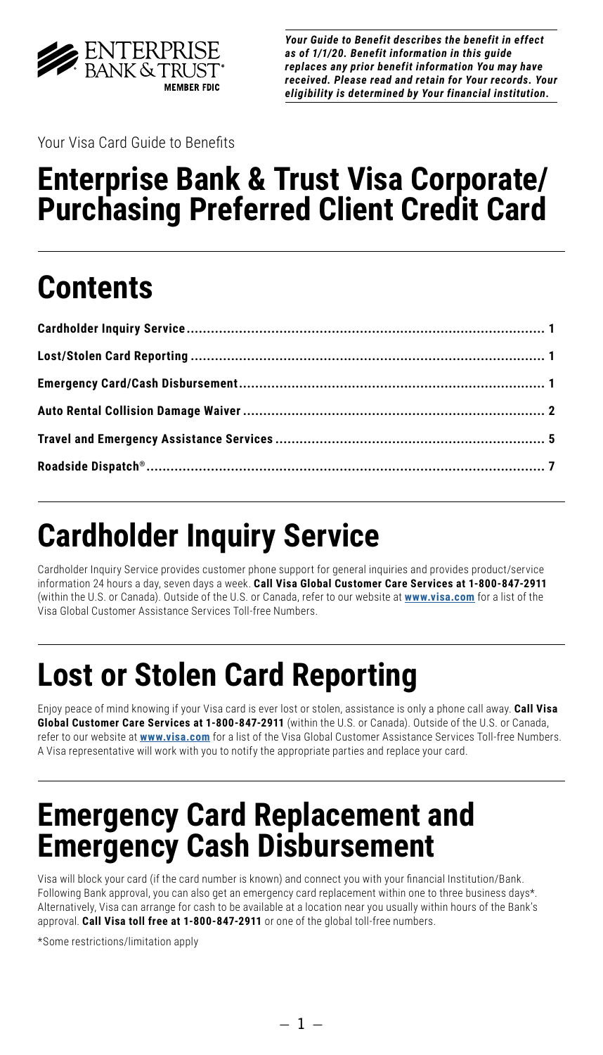ENTERPRISE BANK & TRUST
MEMBER FDIC

***Your Guide to Benefit describes the benefit in effect as of 1/1/20. Benefit information in this guide replaces any prior benefit information You may have received. Please read and retain for Your records. Your eligibility is determined by Your financial institution.***

Your Visa Card Guide to Benefits

# Enterprise Bank & Trust Visa Corporate/ Purchasing Preferred Client Credit Card

# Contents

**Cardholder Inquiry Service ........ 1**

**Lost/Stolen Card Reporting ........ 1**

**Emergency Card/Cash Disbursement ........ 1**

**Auto Rental Collision Damage Waiver ........ 2**

**Travel and Emergency Assistance Services ........ 5**

**Roadside Dispatch® ........ 7**

# Cardholder Inquiry Service

Cardholder Inquiry Service provides customer phone support for general inquiries and provides product/service information 24 hours a day, seven days a week. **Call Visa Global Customer Care Services at 1-800-847-2911** (within the U.S. or Canada). Outside of the U.S. or Canada, refer to our website at **www.visa.com** for a list of the Visa Global Customer Assistance Services Toll-free Numbers.

# Lost or Stolen Card Reporting

Enjoy peace of mind knowing if your Visa card is ever lost or stolen, assistance is only a phone call away. **Call Visa Global Customer Care Services at 1-800-847-2911** (within the U.S. or Canada). Outside of the U.S. or Canada, refer to our website at **www.visa.com** for a list of the Visa Global Customer Assistance Services Toll-free Numbers. A Visa representative will work with you to notify the appropriate parties and replace your card.

# Emergency Card Replacement and Emergency Cash Disbursement

Visa will block your card (if the card number is known) and connect you with your financial Institution/Bank. Following Bank approval, you can also get an emergency card replacement within one to three business days*. Alternatively, Visa can arrange for cash to be available at a location near you usually within hours of the Bank's approval. **Call Visa toll free at 1-800-847-2911** or one of the global toll-free numbers.

*Some restrictions/limitation apply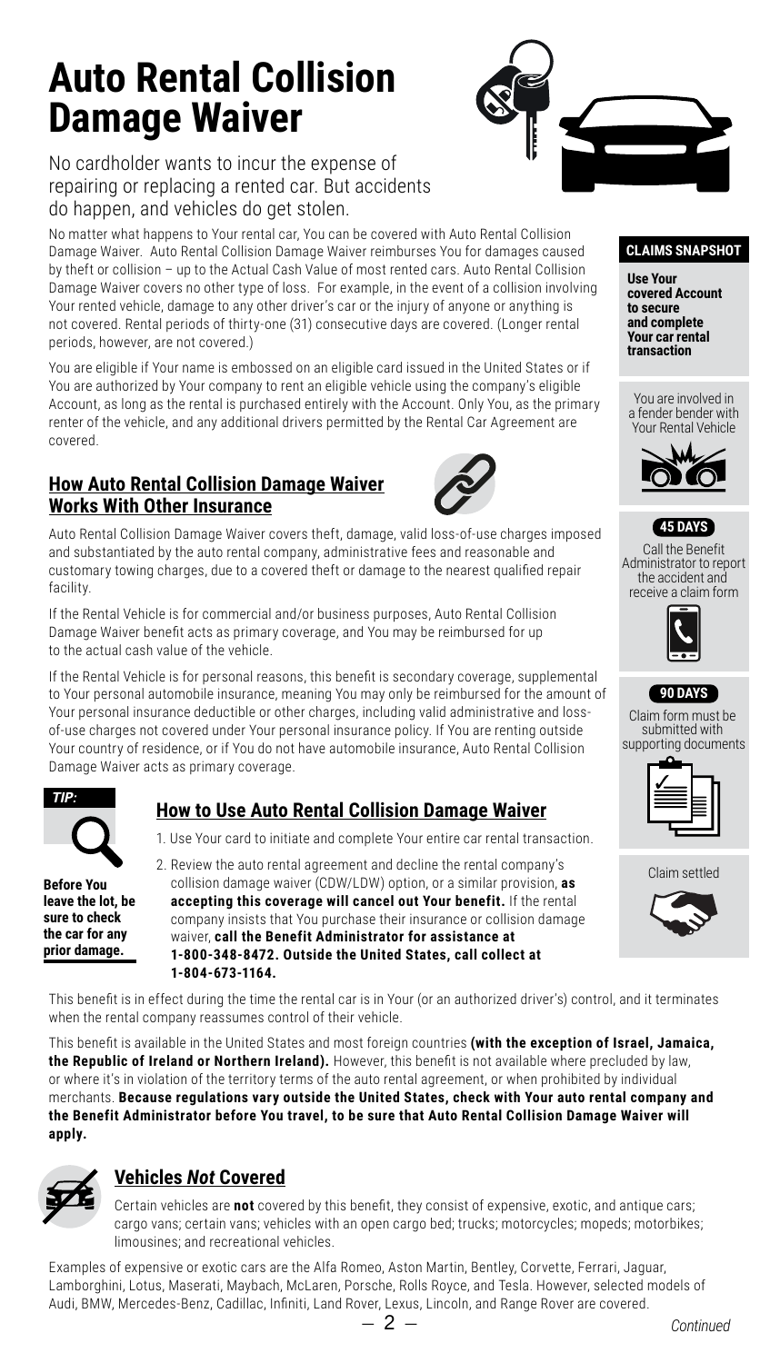# Auto Rental Collision Damage Waiver

No cardholder wants to incur the expense of repairing or replacing a rented car. But accidents do happen, and vehicles do get stolen.

No matter what happens to Your rental car, You can be covered with Auto Rental Collision Damage Waiver. Auto Rental Collision Damage Waiver reimburses You for damages caused by theft or collision – up to the Actual Cash Value of most rented cars. Auto Rental Collision Damage Waiver covers no other type of loss. For example, in the event of a collision involving Your rented vehicle, damage to any other driver's car or the injury of anyone or anything is not covered. Rental periods of thirty-one (31) consecutive days are covered. (Longer rental periods, however, are not covered.)

You are eligible if Your name is embossed on an eligible card issued in the United States or if You are authorized by Your company to rent an eligible vehicle using the company's eligible Account, as long as the rental is purchased entirely with the Account. Only You, as the primary renter of the vehicle, and any additional drivers permitted by the Rental Car Agreement are covered.

## How Auto Rental Collision Damage Waiver Works With Other Insurance

Auto Rental Collision Damage Waiver covers theft, damage, valid loss-of-use charges imposed and substantiated by the auto rental company, administrative fees and reasonable and customary towing charges, due to a covered theft or damage to the nearest qualified repair facility.

If the Rental Vehicle is for commercial and/or business purposes, Auto Rental Collision Damage Waiver benefit acts as primary coverage, and You may be reimbursed for up to the actual cash value of the vehicle.

If the Rental Vehicle is for personal reasons, this benefit is secondary coverage, supplemental to Your personal automobile insurance, meaning You may only be reimbursed for the amount of Your personal insurance deductible or other charges, including valid administrative and loss-of-use charges not covered under Your personal insurance policy. If You are renting outside Your country of residence, or if You do not have automobile insurance, Auto Rental Collision Damage Waiver acts as primary coverage.

## How to Use Auto Rental Collision Damage Waiver

1. Use Your card to initiate and complete Your entire car rental transaction.
2. Review the auto rental agreement and decline the rental company's collision damage waiver (CDW/LDW) option, or a similar provision, **as accepting this coverage will cancel out Your benefit.** If the rental company insists that You purchase their insurance or collision damage waiver, **call the Benefit Administrator for assistance at 1-800-348-8472. Outside the United States, call collect at 1-804-673-1164.**

***TIP:***

**Before You leave the lot, be sure to check the car for any prior damage.**

**CLAIMS SNAPSHOT**

**Use Your covered Account to secure and complete Your car rental transaction**

You are involved in a fender bender with Your Rental Vehicle

**45 DAYS**
Call the Benefit Administrator to report the accident and receive a claim form

**90 DAYS**
Claim form must be submitted with supporting documents

Claim settled

This benefit is in effect during the time the rental car is in Your (or an authorized driver's) control, and it terminates when the rental company reassumes control of their vehicle.

This benefit is available in the United States and most foreign countries **(with the exception of Israel, Jamaica, the Republic of Ireland or Northern Ireland).** However, this benefit is not available where precluded by law, or where it's in violation of the territory terms of the auto rental agreement, or when prohibited by individual merchants. **Because regulations vary outside the United States, check with Your auto rental company and the Benefit Administrator before You travel, to be sure that Auto Rental Collision Damage Waiver will apply.**

## Vehicles *Not* Covered

Certain vehicles are **not** covered by this benefit, they consist of expensive, exotic, and antique cars; cargo vans; certain vans; vehicles with an open cargo bed; trucks; motorcycles; mopeds; motorbikes; limousines; and recreational vehicles.

Examples of expensive or exotic cars are the Alfa Romeo, Aston Martin, Bentley, Corvette, Ferrari, Jaguar, Lamborghini, Lotus, Maserati, Maybach, McLaren, Porsche, Rolls Royce, and Tesla. However, selected models of Audi, BMW, Mercedes-Benz, Cadillac, Infiniti, Land Rover, Lexus, Lincoln, and Range Rover are covered.

*Continued*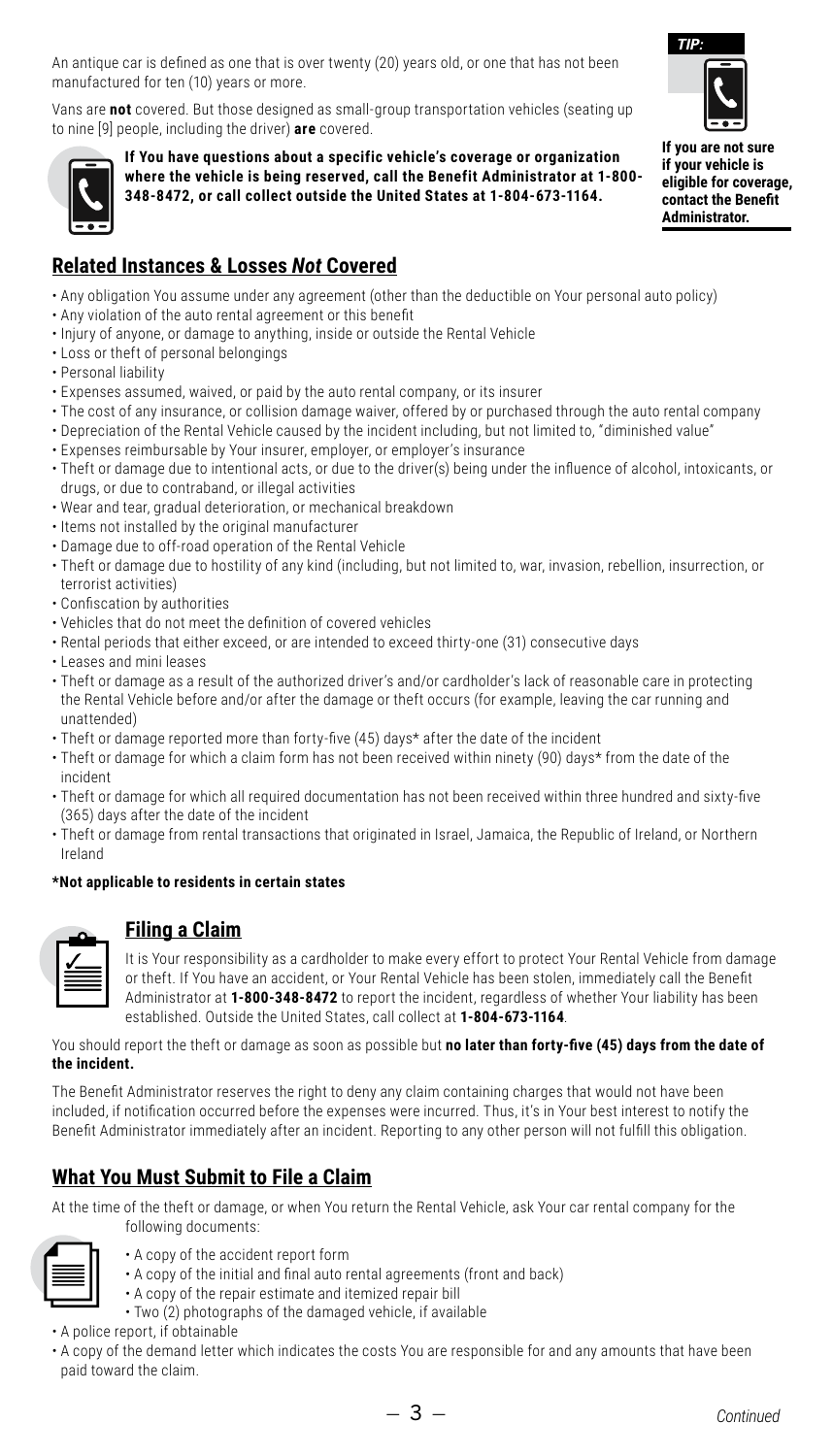An antique car is defined as one that is over twenty (20) years old, or one that has not been manufactured for ten (10) years or more.

Vans are **not** covered. But those designed as small-group transportation vehicles (seating up to nine [9] people, including the driver) **are** covered.

**If You have questions about a specific vehicle's coverage or organization where the vehicle is being reserved, call the Benefit Administrator at 1-800-348-8472, or call collect outside the United States at 1-804-673-1164.**

***TIP:***

**If you are not sure if your vehicle is eligible for coverage, contact the Benefit Administrator.**

## Related Instances & Losses *Not* Covered

- Any obligation You assume under any agreement (other than the deductible on Your personal auto policy)
- Any violation of the auto rental agreement or this benefit
- Injury of anyone, or damage to anything, inside or outside the Rental Vehicle
- Loss or theft of personal belongings
- Personal liability
- Expenses assumed, waived, or paid by the auto rental company, or its insurer
- The cost of any insurance, or collision damage waiver, offered by or purchased through the auto rental company
- Depreciation of the Rental Vehicle caused by the incident including, but not limited to, "diminished value"
- Expenses reimbursable by Your insurer, employer, or employer's insurance
- Theft or damage due to intentional acts, or due to the driver(s) being under the influence of alcohol, intoxicants, or drugs, or due to contraband, or illegal activities
- Wear and tear, gradual deterioration, or mechanical breakdown
- Items not installed by the original manufacturer
- Damage due to off-road operation of the Rental Vehicle
- Theft or damage due to hostility of any kind (including, but not limited to, war, invasion, rebellion, insurrection, or terrorist activities)
- Confiscation by authorities
- Vehicles that do not meet the definition of covered vehicles
- Rental periods that either exceed, or are intended to exceed thirty-one (31) consecutive days
- Leases and mini leases
- Theft or damage as a result of the authorized driver's and/or cardholder's lack of reasonable care in protecting the Rental Vehicle before and/or after the damage or theft occurs (for example, leaving the car running and unattended)
- Theft or damage reported more than forty-five (45) days* after the date of the incident
- Theft or damage for which a claim form has not been received within ninety (90) days* from the date of the incident
- Theft or damage for which all required documentation has not been received within three hundred and sixty-five (365) days after the date of the incident
- Theft or damage from rental transactions that originated in Israel, Jamaica, the Republic of Ireland, or Northern Ireland

**\*Not applicable to residents in certain states**

## Filing a Claim

It is Your responsibility as a cardholder to make every effort to protect Your Rental Vehicle from damage or theft. If You have an accident, or Your Rental Vehicle has been stolen, immediately call the Benefit Administrator at **1-800-348-8472** to report the incident, regardless of whether Your liability has been established. Outside the United States, call collect at **1-804-673-1164**.

You should report the theft or damage as soon as possible but **no later than forty-five (45) days from the date of the incident.**

The Benefit Administrator reserves the right to deny any claim containing charges that would not have been included, if notification occurred before the expenses were incurred. Thus, it's in Your best interest to notify the Benefit Administrator immediately after an incident. Reporting to any other person will not fulfill this obligation.

## What You Must Submit to File a Claim

At the time of the theft or damage, or when You return the Rental Vehicle, ask Your car rental company for the following documents:

- A copy of the accident report form
- A copy of the initial and final auto rental agreements (front and back)
- A copy of the repair estimate and itemized repair bill
- Two (2) photographs of the damaged vehicle, if available
- A police report, if obtainable
- A copy of the demand letter which indicates the costs You are responsible for and any amounts that have been paid toward the claim.

*Continued*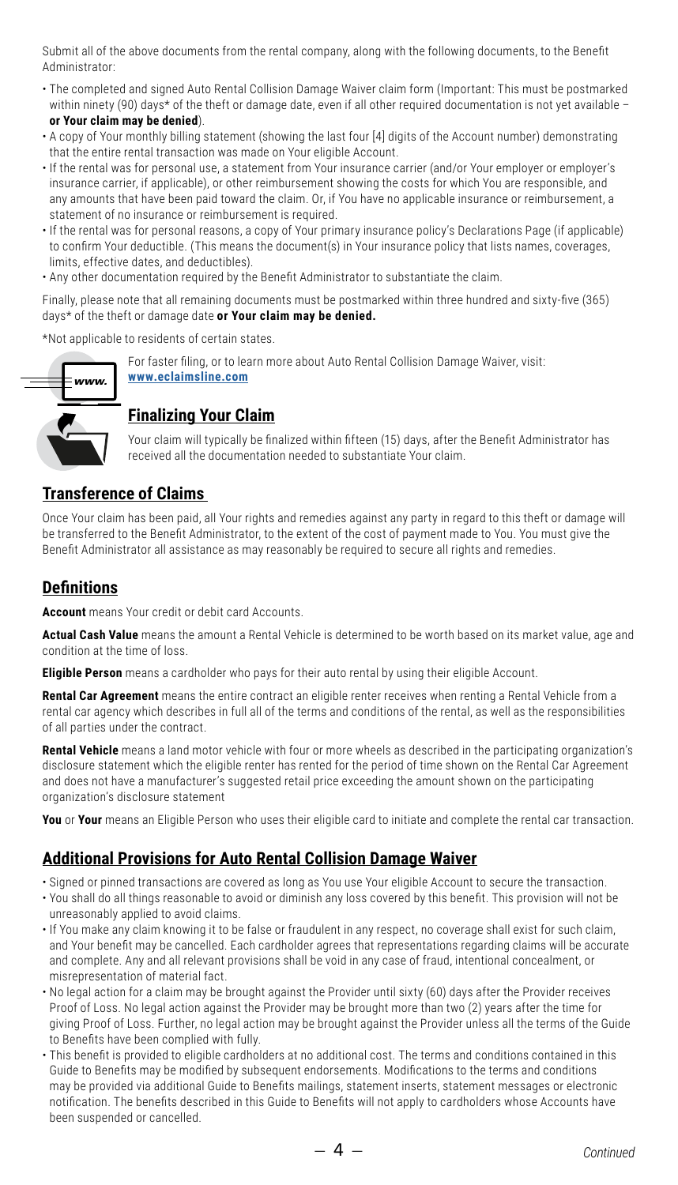Submit all of the above documents from the rental company, along with the following documents, to the Benefit Administrator:

- The completed and signed Auto Rental Collision Damage Waiver claim form (Important: This must be postmarked within ninety (90) days* of the theft or damage date, even if all other required documentation is not yet available – **or Your claim may be denied**).
- A copy of Your monthly billing statement (showing the last four [4] digits of the Account number) demonstrating that the entire rental transaction was made on Your eligible Account.
- If the rental was for personal use, a statement from Your insurance carrier (and/or Your employer or employer's insurance carrier, if applicable), or other reimbursement showing the costs for which You are responsible, and any amounts that have been paid toward the claim. Or, if You have no applicable insurance or reimbursement, a statement of no insurance or reimbursement is required.
- If the rental was for personal reasons, a copy of Your primary insurance policy's Declarations Page (if applicable) to confirm Your deductible. (This means the document(s) in Your insurance policy that lists names, coverages, limits, effective dates, and deductibles).
- Any other documentation required by the Benefit Administrator to substantiate the claim.

Finally, please note that all remaining documents must be postmarked within three hundred and sixty-five (365) days* of the theft or damage date **or Your claim may be denied.**

*Not applicable to residents of certain states.

For faster filing, or to learn more about Auto Rental Collision Damage Waiver, visit: **www.eclaimsline.com**

## Finalizing Your Claim

Your claim will typically be finalized within fifteen (15) days, after the Benefit Administrator has received all the documentation needed to substantiate Your claim.

## Transference of Claims

Once Your claim has been paid, all Your rights and remedies against any party in regard to this theft or damage will be transferred to the Benefit Administrator, to the extent of the cost of payment made to You. You must give the Benefit Administrator all assistance as may reasonably be required to secure all rights and remedies.

## Definitions

**Account** means Your credit or debit card Accounts.

**Actual Cash Value** means the amount a Rental Vehicle is determined to be worth based on its market value, age and condition at the time of loss.

**Eligible Person** means a cardholder who pays for their auto rental by using their eligible Account.

**Rental Car Agreement** means the entire contract an eligible renter receives when renting a Rental Vehicle from a rental car agency which describes in full all of the terms and conditions of the rental, as well as the responsibilities of all parties under the contract.

**Rental Vehicle** means a land motor vehicle with four or more wheels as described in the participating organization's disclosure statement which the eligible renter has rented for the period of time shown on the Rental Car Agreement and does not have a manufacturer's suggested retail price exceeding the amount shown on the participating organization's disclosure statement

**You** or **Your** means an Eligible Person who uses their eligible card to initiate and complete the rental car transaction.

## Additional Provisions for Auto Rental Collision Damage Waiver

- Signed or pinned transactions are covered as long as You use Your eligible Account to secure the transaction.
- You shall do all things reasonable to avoid or diminish any loss covered by this benefit. This provision will not be unreasonably applied to avoid claims.
- If You make any claim knowing it to be false or fraudulent in any respect, no coverage shall exist for such claim, and Your benefit may be cancelled. Each cardholder agrees that representations regarding claims will be accurate and complete. Any and all relevant provisions shall be void in any case of fraud, intentional concealment, or misrepresentation of material fact.
- No legal action for a claim may be brought against the Provider until sixty (60) days after the Provider receives Proof of Loss. No legal action against the Provider may be brought more than two (2) years after the time for giving Proof of Loss. Further, no legal action may be brought against the Provider unless all the terms of the Guide to Benefits have been complied with fully.
- This benefit is provided to eligible cardholders at no additional cost. The terms and conditions contained in this Guide to Benefits may be modified by subsequent endorsements. Modifications to the terms and conditions may be provided via additional Guide to Benefits mailings, statement inserts, statement messages or electronic notification. The benefits described in this Guide to Benefits will not apply to cardholders whose Accounts have been suspended or cancelled.

*Continued*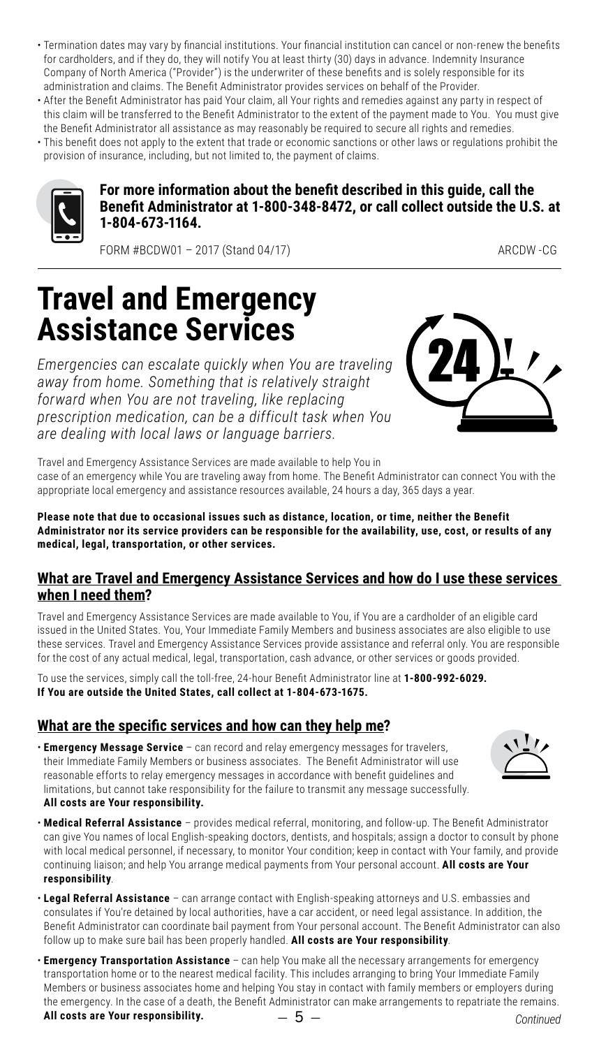- Termination dates may vary by financial institutions. Your financial institution can cancel or non-renew the benefits for cardholders, and if they do, they will notify You at least thirty (30) days in advance. Indemnity Insurance Company of North America ("Provider") is the underwriter of these benefits and is solely responsible for its administration and claims. The Benefit Administrator provides services on behalf of the Provider.
- After the Benefit Administrator has paid Your claim, all Your rights and remedies against any party in respect of this claim will be transferred to the Benefit Administrator to the extent of the payment made to You. You must give the Benefit Administrator all assistance as may reasonably be required to secure all rights and remedies.
- This benefit does not apply to the extent that trade or economic sanctions or other laws or regulations prohibit the provision of insurance, including, but not limited to, the payment of claims.

**For more information about the benefit described in this guide, call the Benefit Administrator at 1-800-348-8472, or call collect outside the U.S. at 1-804-673-1164.**

FORM #BCDW01 – 2017 (Stand 04/17) ARCDW -CG

# Travel and Emergency Assistance Services

*Emergencies can escalate quickly when You are traveling away from home. Something that is relatively straight forward when You are not traveling, like replacing prescription medication, can be a difficult task when You are dealing with local laws or language barriers.*

Travel and Emergency Assistance Services are made available to help You in case of an emergency while You are traveling away from home. The Benefit Administrator can connect You with the appropriate local emergency and assistance resources available, 24 hours a day, 365 days a year.

**Please note that due to occasional issues such as distance, location, or time, neither the Benefit Administrator nor its service providers can be responsible for the availability, use, cost, or results of any medical, legal, transportation, or other services.**

## What are Travel and Emergency Assistance Services and how do I use these services when I need them?

Travel and Emergency Assistance Services are made available to You, if You are a cardholder of an eligible card issued in the United States. You, Your Immediate Family Members and business associates are also eligible to use these services. Travel and Emergency Assistance Services provide assistance and referral only. You are responsible for the cost of any actual medical, legal, transportation, cash advance, or other services or goods provided.

To use the services, simply call the toll-free, 24-hour Benefit Administrator line at **1-800-992-6029.**
**If You are outside the United States, call collect at 1-804-673-1675.**

## What are the specific services and how can they help me?

- **Emergency Message Service** – can record and relay emergency messages for travelers, their Immediate Family Members or business associates. The Benefit Administrator will use reasonable efforts to relay emergency messages in accordance with benefit guidelines and limitations, but cannot take responsibility for the failure to transmit any message successfully. **All costs are Your responsibility.**
- **Medical Referral Assistance** – provides medical referral, monitoring, and follow-up. The Benefit Administrator can give You names of local English-speaking doctors, dentists, and hospitals; assign a doctor to consult by phone with local medical personnel, if necessary, to monitor Your condition; keep in contact with Your family, and provide continuing liaison; and help You arrange medical payments from Your personal account. **All costs are Your responsibility**.
- **Legal Referral Assistance** – can arrange contact with English-speaking attorneys and U.S. embassies and consulates if You're detained by local authorities, have a car accident, or need legal assistance. In addition, the Benefit Administrator can coordinate bail payment from Your personal account. The Benefit Administrator can also follow up to make sure bail has been properly handled. **All costs are Your responsibility**.
- **Emergency Transportation Assistance** – can help You make all the necessary arrangements for emergency transportation home or to the nearest medical facility. This includes arranging to bring Your Immediate Family Members or business associates home and helping You stay in contact with family members or employers during the emergency. In the case of a death, the Benefit Administrator can make arrangements to repatriate the remains. **All costs are Your responsibility.**

*Continued*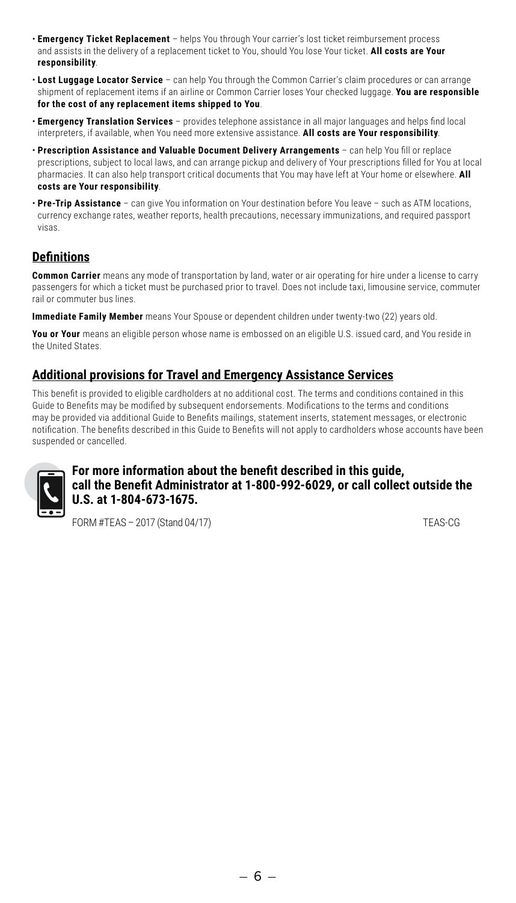- **Emergency Ticket Replacement** – helps You through Your carrier's lost ticket reimbursement process and assists in the delivery of a replacement ticket to You, should You lose Your ticket. **All costs are Your responsibility**.
- **Lost Luggage Locator Service** – can help You through the Common Carrier's claim procedures or can arrange shipment of replacement items if an airline or Common Carrier loses Your checked luggage. **You are responsible for the cost of any replacement items shipped to You**.
- **Emergency Translation Services** – provides telephone assistance in all major languages and helps find local interpreters, if available, when You need more extensive assistance. **All costs are Your responsibility**.
- **Prescription Assistance and Valuable Document Delivery Arrangements** – can help You fill or replace prescriptions, subject to local laws, and can arrange pickup and delivery of Your prescriptions filled for You at local pharmacies. It can also help transport critical documents that You may have left at Your home or elsewhere. **All costs are Your responsibility**.
- **Pre-Trip Assistance** – can give You information on Your destination before You leave – such as ATM locations, currency exchange rates, weather reports, health precautions, necessary immunizations, and required passport visas.

## Definitions

**Common Carrier** means any mode of transportation by land, water or air operating for hire under a license to carry passengers for which a ticket must be purchased prior to travel. Does not include taxi, limousine service, commuter rail or commuter bus lines.

**Immediate Family Member** means Your Spouse or dependent children under twenty-two (22) years old.

**You or Your** means an eligible person whose name is embossed on an eligible U.S. issued card, and You reside in the United States.

## Additional provisions for Travel and Emergency Assistance Services

This benefit is provided to eligible cardholders at no additional cost. The terms and conditions contained in this Guide to Benefits may be modified by subsequent endorsements. Modifications to the terms and conditions may be provided via additional Guide to Benefits mailings, statement inserts, statement messages, or electronic notification. The benefits described in this Guide to Benefits will not apply to cardholders whose accounts have been suspended or cancelled.

**For more information about the benefit described in this guide, call the Benefit Administrator at 1-800-992-6029, or call collect outside the U.S. at 1-804-673-1675.**

FORM #TEAS – 2017 (Stand 04/17) TEAS-CG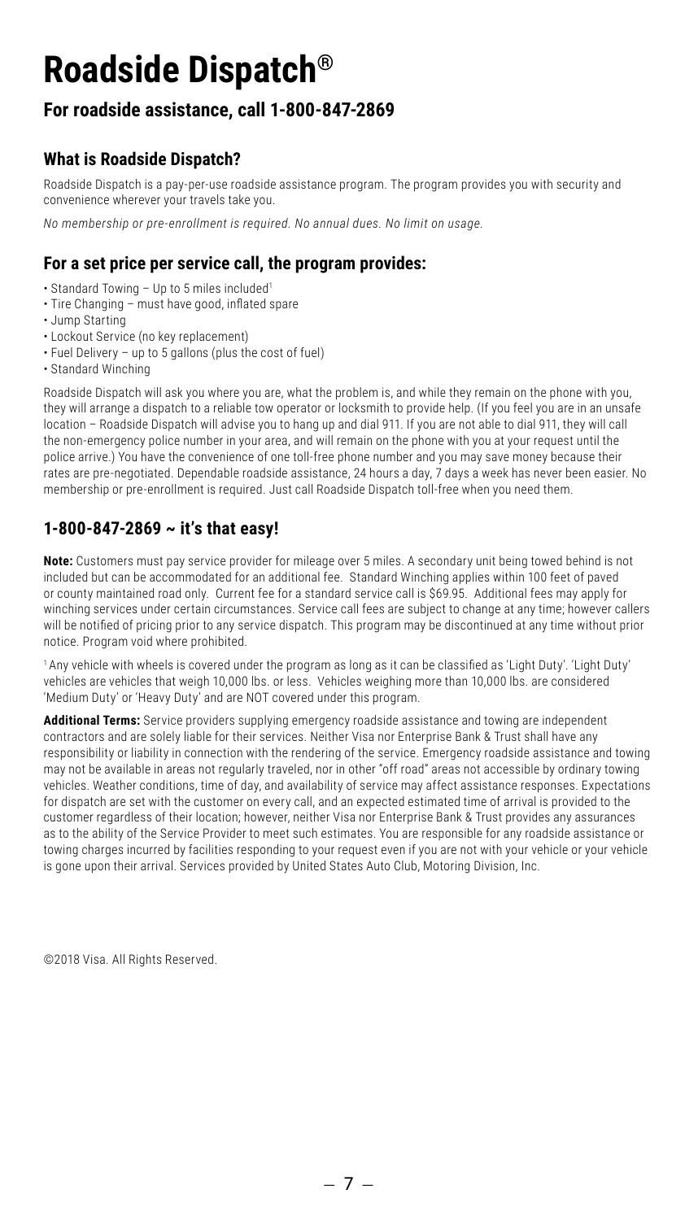# Roadside Dispatch®

## For roadside assistance, call 1-800-847-2869

### What is Roadside Dispatch?

Roadside Dispatch is a pay-per-use roadside assistance program. The program provides you with security and convenience wherever your travels take you.

*No membership or pre-enrollment is required. No annual dues. No limit on usage.*

### For a set price per service call, the program provides:

- Standard Towing – Up to 5 miles included[1]
- Tire Changing – must have good, inflated spare
- Jump Starting
- Lockout Service (no key replacement)
- Fuel Delivery – up to 5 gallons (plus the cost of fuel)
- Standard Winching

Roadside Dispatch will ask you where you are, what the problem is, and while they remain on the phone with you, they will arrange a dispatch to a reliable tow operator or locksmith to provide help. (If you feel you are in an unsafe location – Roadside Dispatch will advise you to hang up and dial 911. If you are not able to dial 911, they will call the non-emergency police number in your area, and will remain on the phone with you at your request until the police arrive.) You have the convenience of one toll-free phone number and you may save money because their rates are pre-negotiated. Dependable roadside assistance, 24 hours a day, 7 days a week has never been easier. No membership or pre-enrollment is required. Just call Roadside Dispatch toll-free when you need them.

### 1-800-847-2869 ~ it's that easy!

**Note:** Customers must pay service provider for mileage over 5 miles. A secondary unit being towed behind is not included but can be accommodated for an additional fee. Standard Winching applies within 100 feet of paved or county maintained road only. Current fee for a standard service call is $69.95. Additional fees may apply for winching services under certain circumstances. Service call fees are subject to change at any time; however callers will be notified of pricing prior to any service dispatch. This program may be discontinued at any time without prior notice. Program void where prohibited.

[1] Any vehicle with wheels is covered under the program as long as it can be classified as 'Light Duty'. 'Light Duty' vehicles are vehicles that weigh 10,000 lbs. or less. Vehicles weighing more than 10,000 lbs. are considered 'Medium Duty' or 'Heavy Duty' and are NOT covered under this program.

**Additional Terms:** Service providers supplying emergency roadside assistance and towing are independent contractors and are solely liable for their services. Neither Visa nor Enterprise Bank & Trust shall have any responsibility or liability in connection with the rendering of the service. Emergency roadside assistance and towing may not be available in areas not regularly traveled, nor in other "off road" areas not accessible by ordinary towing vehicles. Weather conditions, time of day, and availability of service may affect assistance responses. Expectations for dispatch are set with the customer on every call, and an expected estimated time of arrival is provided to the customer regardless of their location; however, neither Visa nor Enterprise Bank & Trust provides any assurances as to the ability of the Service Provider to meet such estimates. You are responsible for any roadside assistance or towing charges incurred by facilities responding to your request even if you are not with your vehicle or your vehicle is gone upon their arrival. Services provided by United States Auto Club, Motoring Division, Inc.

©2018 Visa. All Rights Reserved.